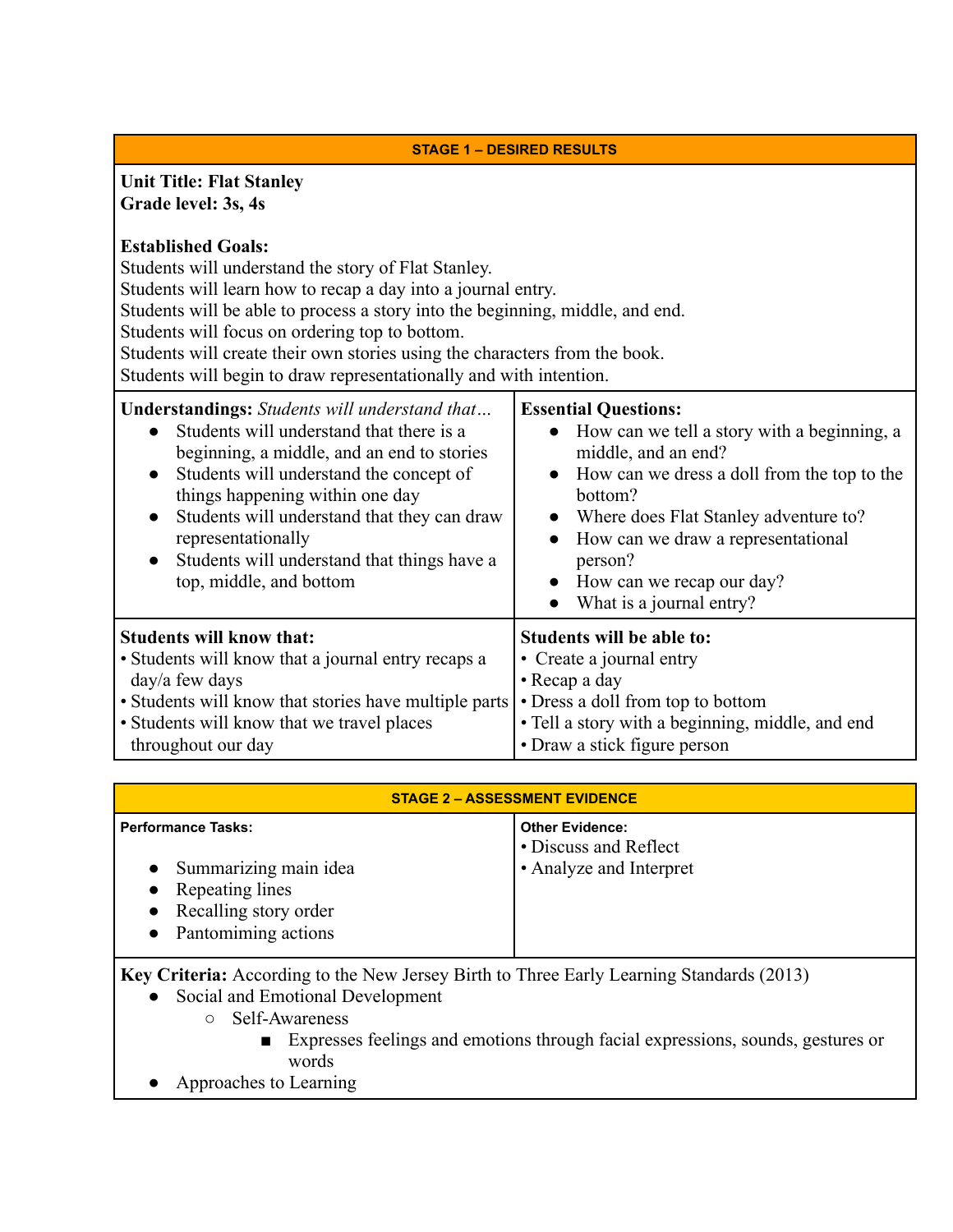## STAGE 1 – DESIRED RESULTS

**Unit Title: Flat Stanley**
**Grade level: 3s, 4s**

**Established Goals:**
Students will understand the story of Flat Stanley.
Students will learn how to recap a day into a journal entry.
Students will be able to process a story into the beginning, middle, and end.
Students will focus on ordering top to bottom.
Students will create their own stories using the characters from the book.
Students will begin to draw representationally and with intention.

**Understandings:** *Students will understand that…*

- Students will understand that there is a beginning, a middle, and an end to stories
- Students will understand the concept of things happening within one day
- Students will understand that they can draw representationally
- Students will understand that things have a top, middle, and bottom

**Essential Questions:**

- How can we tell a story with a beginning, a middle, and an end?
- How can we dress a doll from the top to the bottom?
- Where does Flat Stanley adventure to?
- How can we draw a representational person?
- How can we recap our day?
- What is a journal entry?

**Students will know that:**

- Students will know that a journal entry recaps a day/a few days
- Students will know that stories have multiple parts
- Students will know that we travel places throughout our day

**Students will be able to:**

- Create a journal entry
- Recap a day
- Dress a doll from top to bottom
- Tell a story with a beginning, middle, and end
- Draw a stick figure person

## STAGE 2 – ASSESSMENT EVIDENCE

**Performance Tasks:**

- Summarizing main idea
- Repeating lines
- Recalling story order
- Pantomiming actions

**Other Evidence:**

- Discuss and Reflect
- Analyze and Interpret

**Key Criteria:** According to the New Jersey Birth to Three Early Learning Standards (2013)

- Social and Emotional Development
  - Self-Awareness
    - Expresses feelings and emotions through facial expressions, sounds, gestures or words
- Approaches to Learning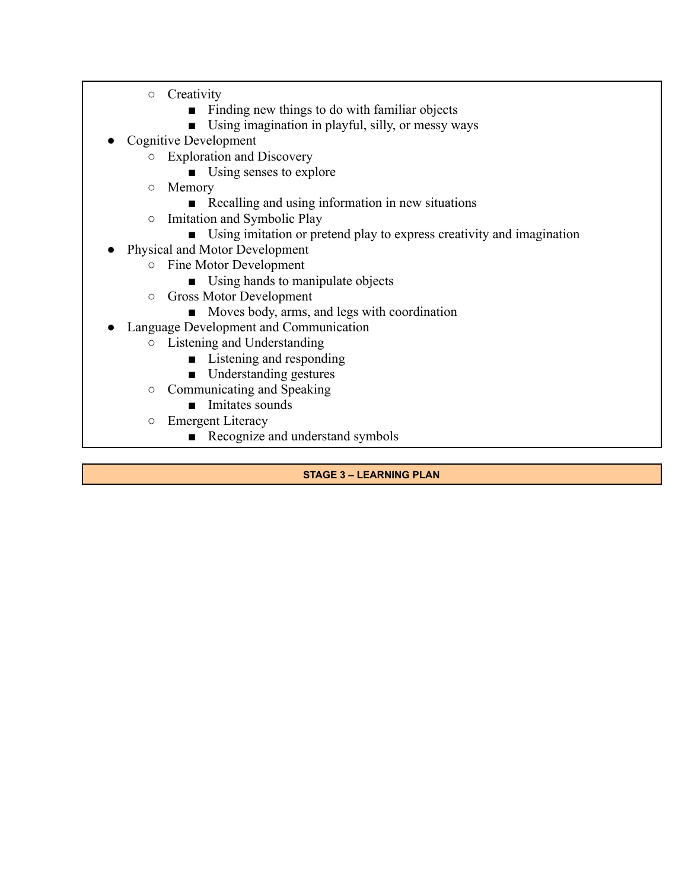- Creativity
  - Finding new things to do with familiar objects
  - Using imagination in playful, silly, or messy ways
- Cognitive Development
  - Exploration and Discovery
    - Using senses to explore
  - Memory
    - Recalling and using information in new situations
  - Imitation and Symbolic Play
    - Using imitation or pretend play to express creativity and imagination
- Physical and Motor Development
  - Fine Motor Development
    - Using hands to manipulate objects
  - Gross Motor Development
    - Moves body, arms, and legs with coordination
- Language Development and Communication
  - Listening and Understanding
    - Listening and responding
    - Understanding gestures
  - Communicating and Speaking
    - Imitates sounds
  - Emergent Literacy
    - Recognize and understand symbols

**STAGE 3 – LEARNING PLAN**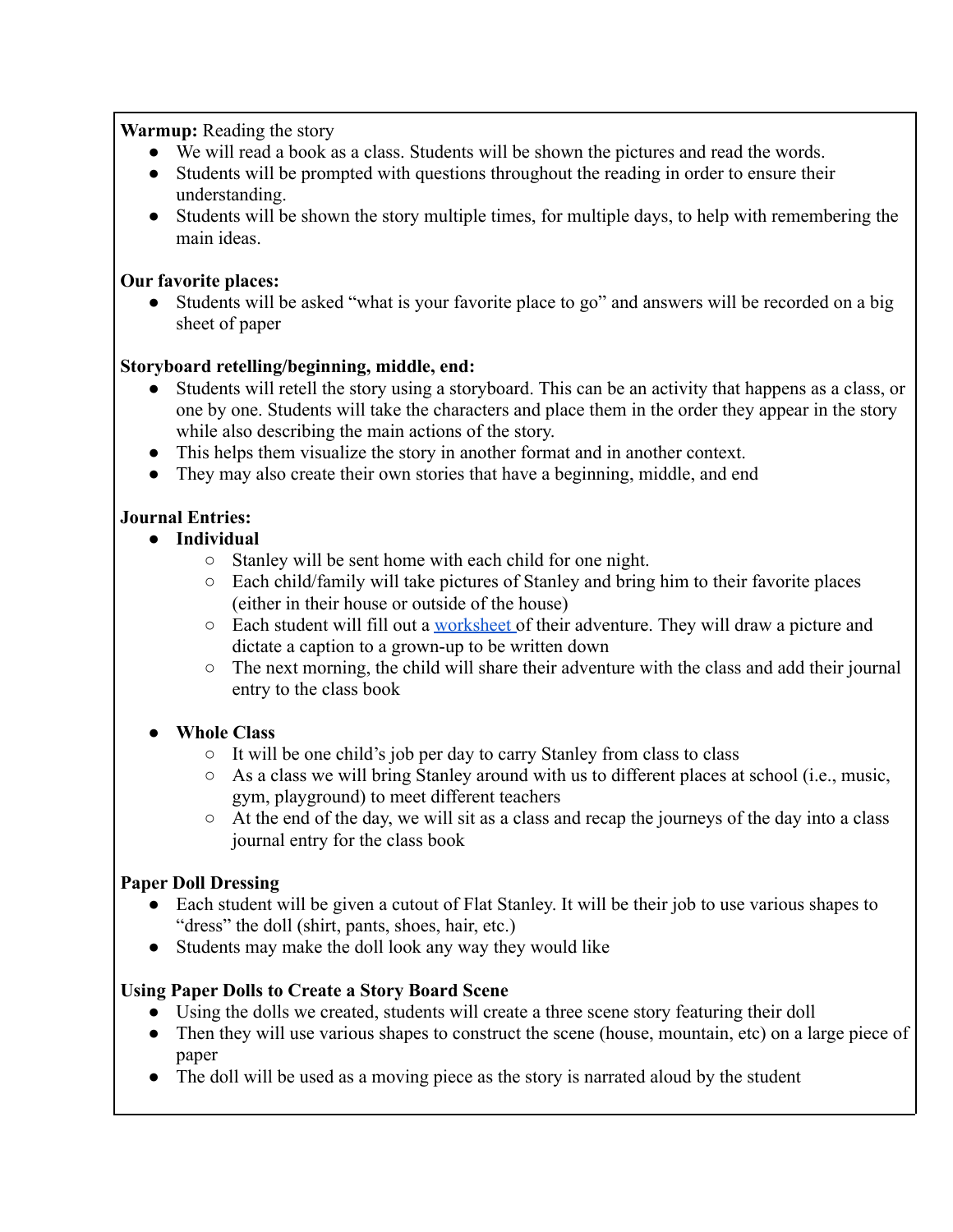**Warmup:** Reading the story

- We will read a book as a class. Students will be shown the pictures and read the words.
- Students will be prompted with questions throughout the reading in order to ensure their understanding.
- Students will be shown the story multiple times, for multiple days, to help with remembering the main ideas.

**Our favorite places:**

- Students will be asked "what is your favorite place to go" and answers will be recorded on a big sheet of paper

**Storyboard retelling/beginning, middle, end:**

- Students will retell the story using a storyboard. This can be an activity that happens as a class, or one by one. Students will take the characters and place them in the order they appear in the story while also describing the main actions of the story.
- This helps them visualize the story in another format and in another context.
- They may also create their own stories that have a beginning, middle, and end

**Journal Entries:**

- **Individual**
  - Stanley will be sent home with each child for one night.
  - Each child/family will take pictures of Stanley and bring him to their favorite places (either in their house or outside of the house)
  - Each student will fill out a worksheet of their adventure. They will draw a picture and dictate a caption to a grown-up to be written down
  - The next morning, the child will share their adventure with the class and add their journal entry to the class book

- **Whole Class**
  - It will be one child's job per day to carry Stanley from class to class
  - As a class we will bring Stanley around with us to different places at school (i.e., music, gym, playground) to meet different teachers
  - At the end of the day, we will sit as a class and recap the journeys of the day into a class journal entry for the class book

**Paper Doll Dressing**

- Each student will be given a cutout of Flat Stanley. It will be their job to use various shapes to "dress" the doll (shirt, pants, shoes, hair, etc.)
- Students may make the doll look any way they would like

**Using Paper Dolls to Create a Story Board Scene**

- Using the dolls we created, students will create a three scene story featuring their doll
- Then they will use various shapes to construct the scene (house, mountain, etc) on a large piece of paper
- The doll will be used as a moving piece as the story is narrated aloud by the student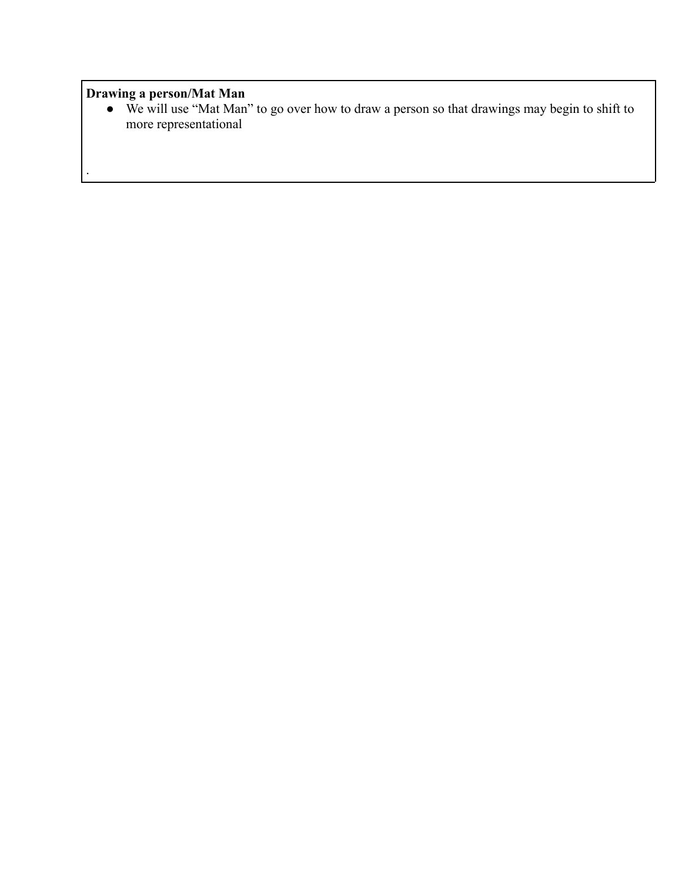**Drawing a person/Mat Man**

- We will use "Mat Man" to go over how to draw a person so that drawings may begin to shift to more representational

.